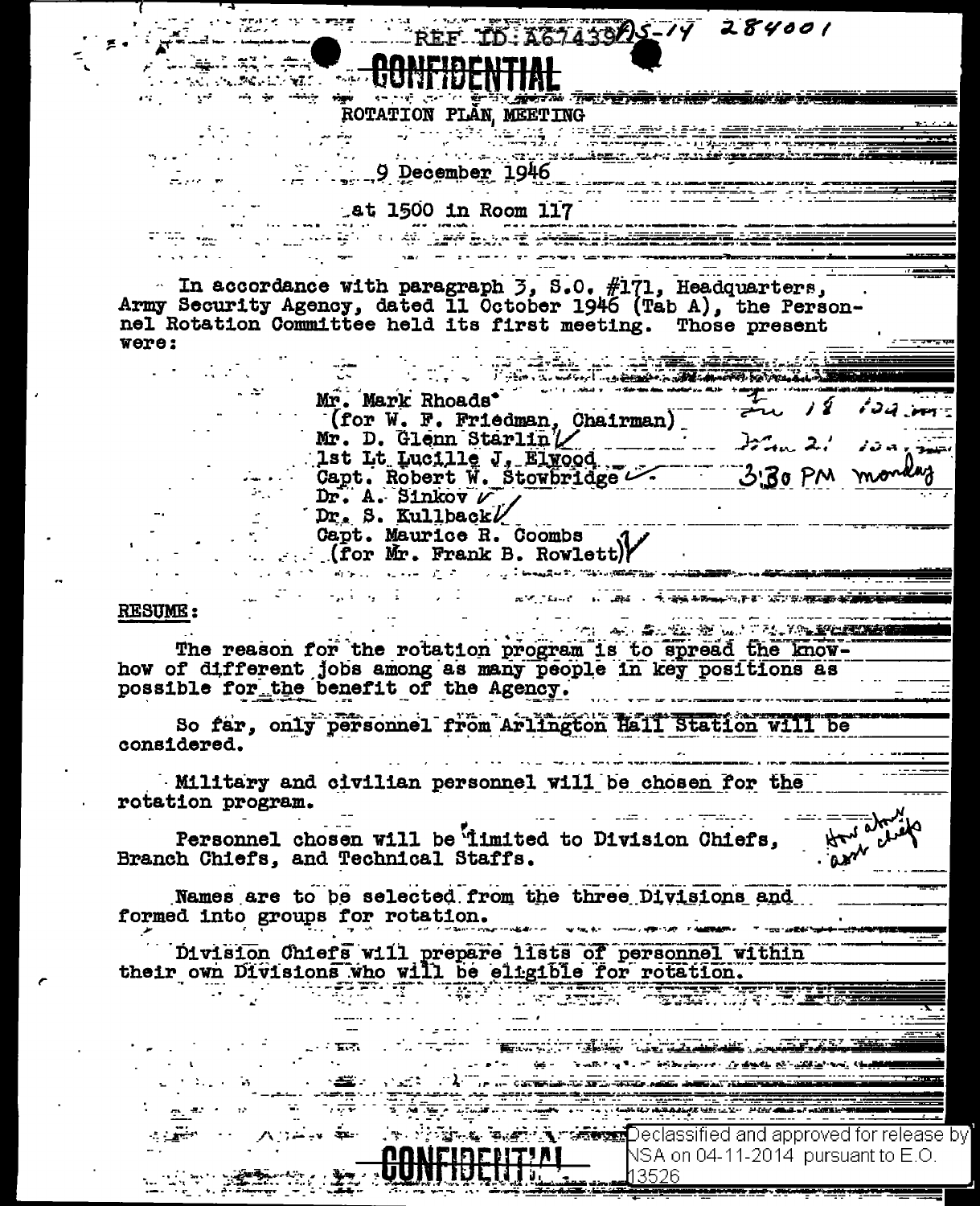REF ID:A67439 25-14 284001

CONFIDENTIAL

ROTATION PLAN MEETING

9 December 1946

at 1500 in Room 117

In accordance with paragraph 3, S.O. #171, Headquarters, Army Security Agency, dated 11 October 1946 (Tab A), the Personnel Rotation Committee held its first meeting. Those present were:

Mr. Mark Rhoads*
(for W. F. Friedman, Chairman)
Mr. D. Glenn Starlin
1st Lt Lucille J. Elwood
Capt. Robert W. Stowbridge
Dr. A. Sinkov
Dr. S. Kullback
Capt. Maurice R. Coombs
(for Mr. Frank B. Rowlett)

Tu 18 10 a.m.
Jan 2 10 a.m.
3:30 PM monday

**RESUME:**

The reason for the rotation program is to spread the know-how of different jobs among as many people in key positions as possible for the benefit of the Agency.

So far, only personnel from Arlington Hall Station will be considered.

Military and civilian personnel will be chosen for the rotation program.

Personnel chosen will be limited to Division Chiefs, Branch Chiefs, and Technical Staffs.

How about asst chiefs

Names are to be selected from the three Divisions and formed into groups for rotation.

Division Chiefs will prepare lists of personnel within their own Divisions who will be eligible for rotation.

CONFIDENTIAL

Declassified and approved for release by NSA on 04-11-2014 pursuant to E.O. 13526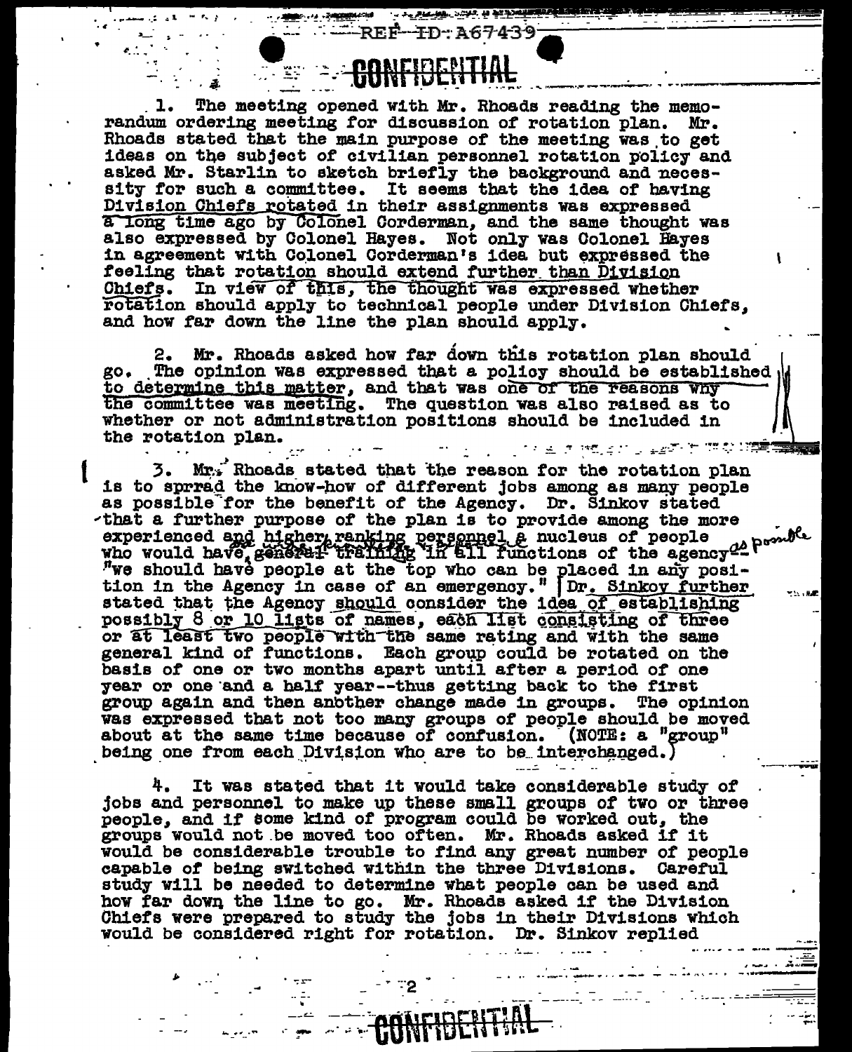REF ID:A67439

CONFIDENTIAL

1. The meeting opened with Mr. Rhoads reading the memorandum ordering meeting for discussion of rotation plan. Mr. Rhoads stated that the main purpose of the meeting was to get ideas on the subject of civilian personnel rotation policy and asked Mr. Starlin to sketch briefly the background and necessity for such a committee. It seems that the idea of having Division Chiefs rotated in their assignments was expressed a long time ago by Colonel Corderman, and the same thought was also expressed by Colonel Hayes. Not only was Colonel Hayes in agreement with Colonel Corderman's idea but expressed the feeling that rotation should extend further than Division Chiefs. In view of this, the thought was expressed whether rotation should apply to technical people under Division Chiefs, and how far down the line the plan should apply.

2. Mr. Rhoads asked how far down this rotation plan should go. The opinion was expressed that a policy should be established to determine this matter, and that was one of the reasons why the committee was meeting. The question was also raised as to whether or not administration positions should be included in the rotation plan.

3. Mr. Rhoads stated that the reason for the rotation plan is to sprrad the know-how of different jobs among as many people as possible for the benefit of the Agency. Dr. Sinkov stated that a further purpose of the plan is to provide among the more experienced and higher ranking personnel a nucleus of people who would have ~~general~~ training in ~~all~~ functions of the agency as possible — "we should have people at the top who can be placed in any position in the Agency in case of an emergency." Dr. Sinkov further stated that the Agency should consider the idea of establishing possibly 8 or 10 lists of names, each list consisting of three or at least two people with the same rating and with the same general kind of functions. Each group could be rotated on the basis of one or two months apart until after a period of one year or one and a half year--thus getting back to the first group again and then another change made in groups. The opinion was expressed that not too many groups of people should be moved about at the same time because of confusion. (NOTE: a "group" being one from each Division who are to be interchanged.)

4. It was stated that it would take considerable study of jobs and personnel to make up these small groups of two or three people, and if some kind of program could be worked out, the groups would not be moved too often. Mr. Rhoads asked if it would be considerable trouble to find any great number of people capable of being switched within the three Divisions. Careful study will be needed to determine what people can be used and how far down the line to go. Mr. Rhoads asked if the Division Chiefs were prepared to study the jobs in their Divisions which would be considered right for rotation. Dr. Sinkov replied

CONFIDENTIAL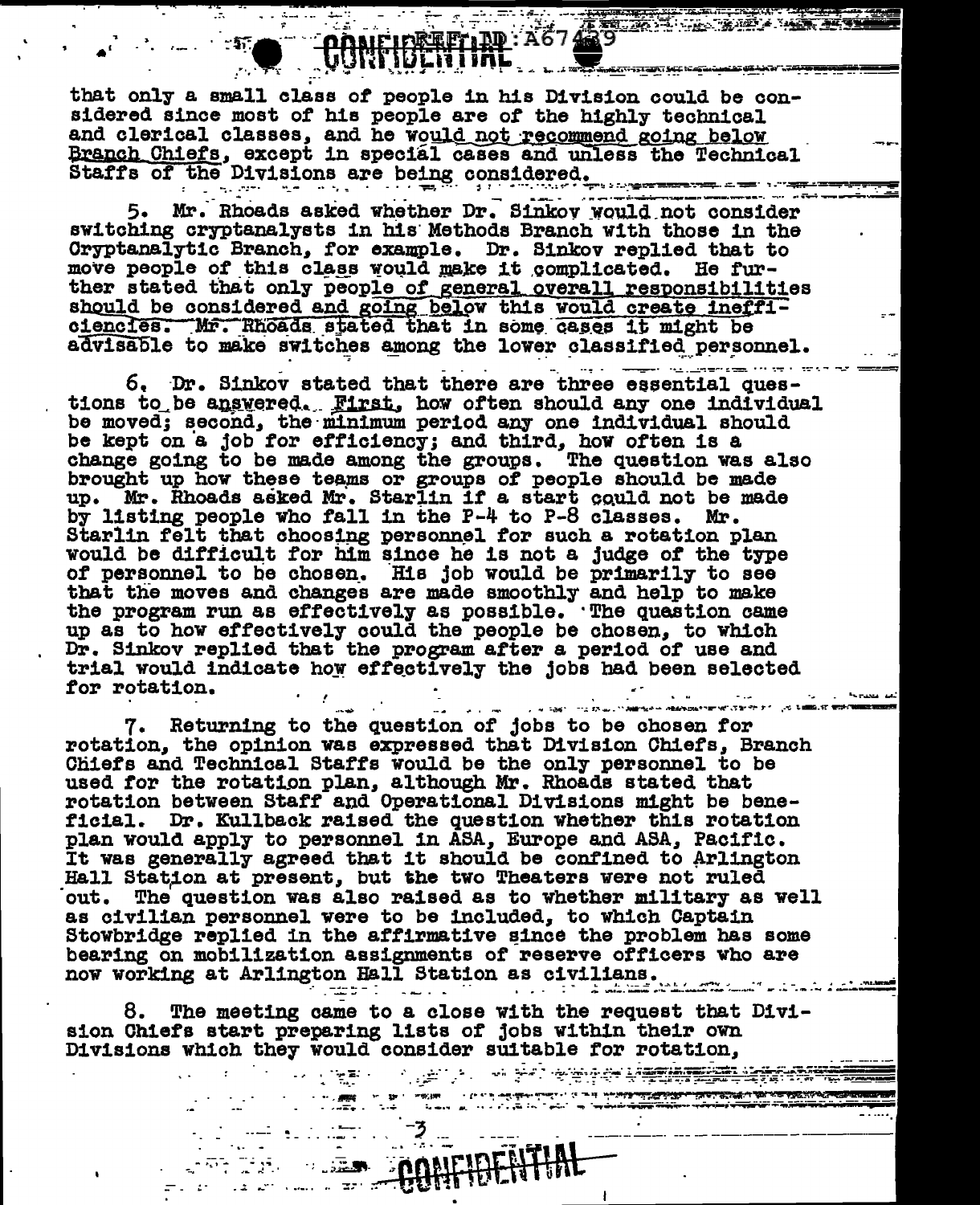that only a small class of people in his Division could be considered since most of his people are of the highly technical and clerical classes, and he would not recommend going below Branch Chiefs, except in special cases and unless the Technical Staffs of the Divisions are being considered.

5. Mr. Rhoads asked whether Dr. Sinkov would not consider switching cryptanalysts in his Methods Branch with those in the Cryptanalytic Branch, for example. Dr. Sinkov replied that to move people of this class would make it complicated. He further stated that only people of general overall responsibilities should be considered and going below this would create inefficiencies. Mr. Rhoads stated that in some cases it might be advisable to make switches among the lower classified personnel.

6. Dr. Sinkov stated that there are three essential questions to be answered. First, how often should any one individual be moved; second, the minimum period any one individual should be kept on a job for efficiency; and third, how often is a change going to be made among the groups. The question was also brought up how these teams or groups of people should be made up. Mr. Rhoads asked Mr. Starlin if a start could not be made by listing people who fall in the P-4 to P-8 classes. Mr. Starlin felt that choosing personnel for such a rotation plan would be difficult for him since he is not a judge of the type of personnel to be chosen. His job would be primarily to see that the moves and changes are made smoothly and help to make the program run as effectively as possible. The question came up as to how effectively could the people be chosen, to which Dr. Sinkov replied that the program after a period of use and trial would indicate how effectively the jobs had been selected for rotation.

7. Returning to the question of jobs to be chosen for rotation, the opinion was expressed that Division Chiefs, Branch Chiefs and Technical Staffs would be the only personnel to be used for the rotation plan, although Mr. Rhoads stated that rotation between Staff and Operational Divisions might be beneficial. Dr. Kullback raised the question whether this rotation plan would apply to personnel in ASA, Europe and ASA, Pacific. It was generally agreed that it should be confined to Arlington Hall Station at present, but the two Theaters were not ruled out. The question was also raised as to whether military as well as civilian personnel were to be included, to which Captain Stowbridge replied in the affirmative since the problem has some bearing on mobilization assignments of reserve officers who are now working at Arlington Hall Station as civilians.

8. The meeting came to a close with the request that Division Chiefs start preparing lists of jobs within their own Divisions which they would consider suitable for rotation,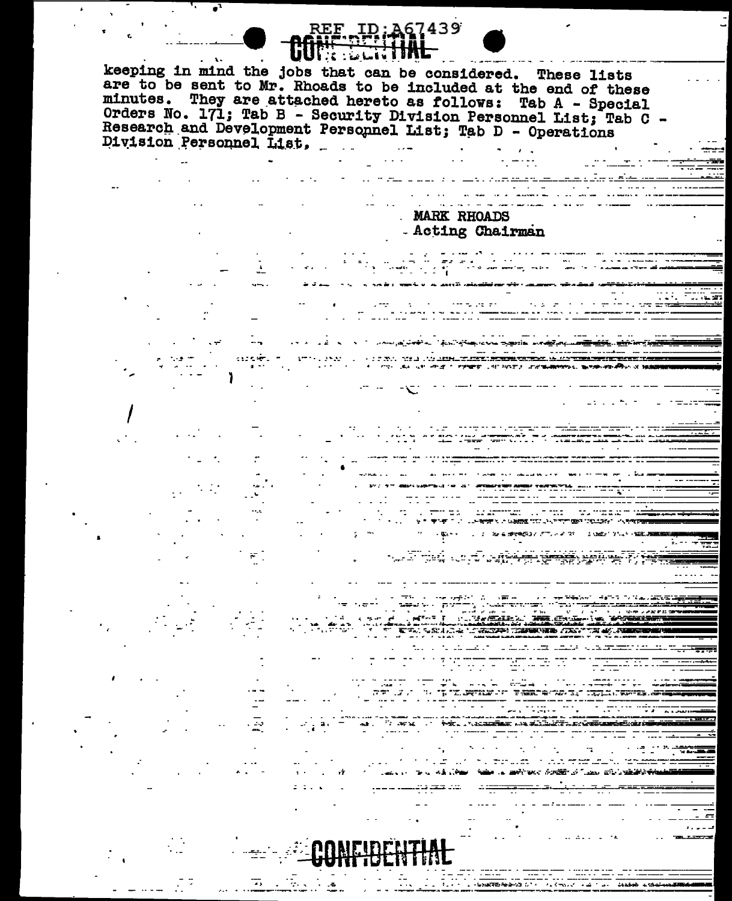keeping in mind the jobs that can be considered. These lists are to be sent to Mr. Rhoads to be included at the end of these minutes. They are attached hereto as follows: Tab A - Special Orders No. 171; Tab B - Security Division Personnel List; Tab C - Research and Development Personnel List; Tab D - Operations Division Personnel List.

MARK RHOADS
Acting Chairman

CONFIDENTIAL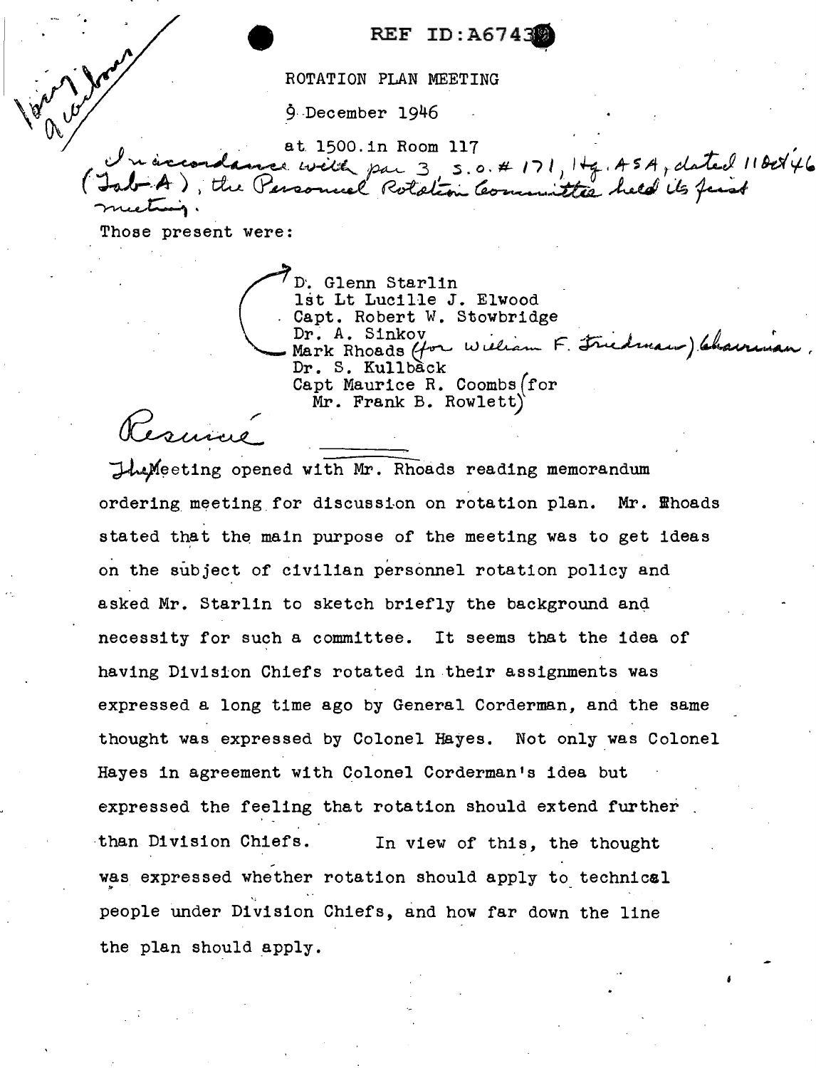REF ID:A67439

# ROTATION PLAN MEETING

9 December 1946

at 1500 in Room 117

*In accordance with par 3, S.O. #171, Hq. ASA, dated 11 Oct 46 (Tab A), the Personnel Rotation Committee held its first meeting.*

Those present were:

D. Glenn Starlin
1st Lt Lucille J. Elwood
Capt. Robert W. Stowbridge
Dr. A. Sinkov
Mark Rhoads *(for William F. Friedman) Chairman.*
Dr. S. Kullback
Capt Maurice R. Coombs (for
  Mr. Frank B. Rowlett)

*Resumé*

The Meeting opened with Mr. Rhoads reading memorandum ordering meeting for discussion on rotation plan. Mr. Rhoads stated that the main purpose of the meeting was to get ideas on the subject of civilian personnel rotation policy and asked Mr. Starlin to sketch briefly the background and necessity for such a committee. It seems that the idea of having Division Chiefs rotated in their assignments was expressed a long time ago by General Corderman, and the same thought was expressed by Colonel Hayes. Not only was Colonel Hayes in agreement with Colonel Corderman's idea but expressed the feeling that rotation should extend further than Division Chiefs. In view of this, the thought was expressed whether rotation should apply to technical people under Division Chiefs, and how far down the line the plan should apply.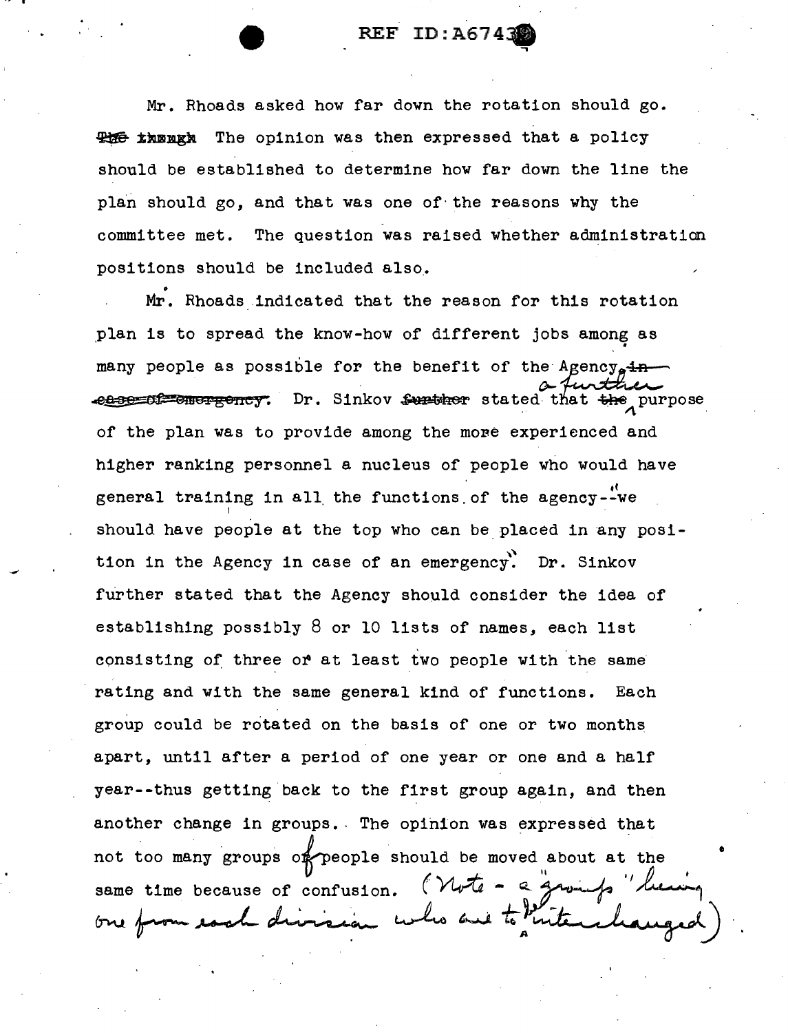Mr. Rhoads asked how far down the rotation should go. The opinion was then expressed that a policy should be established to determine how far down the line the plan should go, and that was one of the reasons why the committee met. The question was raised whether administration positions should be included also.

Mr. Rhoads indicated that the reason for this rotation plan is to spread the know-how of different jobs among as many people as possible for the benefit of the Agency. Dr. Sinkov stated that a further purpose of the plan was to provide among the more experienced and higher ranking personnel a nucleus of people who would have general training in all the functions of the agency--"we should have people at the top who can be placed in any position in the Agency in case of an emergency." Dr. Sinkov further stated that the Agency should consider the idea of establishing possibly 8 or 10 lists of names, each list consisting of three or at least two people with the same rating and with the same general kind of functions. Each group could be rotated on the basis of one or two months apart, until after a period of one year or one and a half year--thus getting back to the first group again, and then another change in groups. The opinion was expressed that not too many groups of people should be moved about at the same time because of confusion. (Note - a "group" being one from each division who are to be interchanged)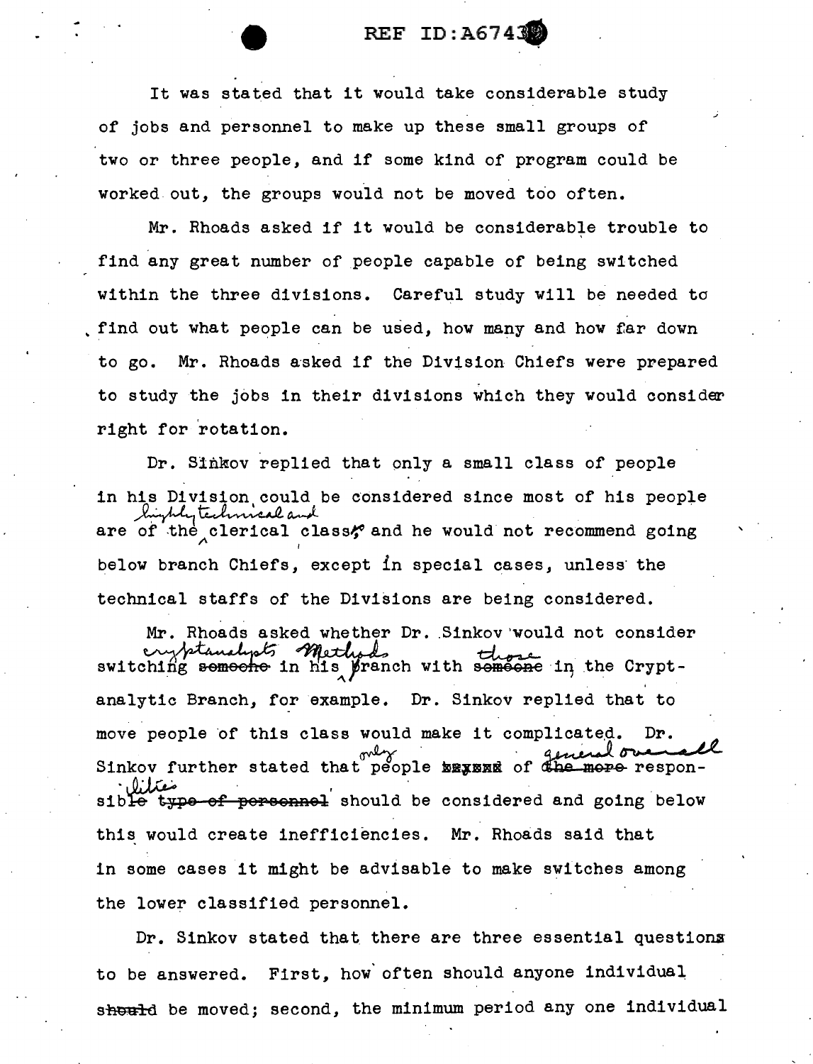It was stated that it would take considerable study of jobs and personnel to make up these small groups of two or three people, and if some kind of program could be worked out, the groups would not be moved too often.

Mr. Rhoads asked if it would be considerable trouble to find any great number of people capable of being switched within the three divisions. Careful study will be needed to find out what people can be used, how many and how far down to go. Mr. Rhoads asked if the Division Chiefs were prepared to study the jobs in their divisions which they would consider right for rotation.

Dr. Sinkov replied that only a small class of people in his Division could be considered since most of his people are of the highly technical and clerical class, and he would not recommend going below branch Chiefs, except in special cases, unless the technical staffs of the Divisions are being considered.

Mr. Rhoads asked whether Dr. Sinkov would not consider switching cryptanalysts in his Methods Branch with those in the Cryptanalytic Branch, for example. Dr. Sinkov replied that to move people of this class would make it complicated. Dr. Sinkov further stated that only people of general overall responsibilities should be considered and going below this would create inefficiencies. Mr. Rhoads said that in some cases it might be advisable to make switches among the lower classified personnel.

Dr. Sinkov stated that there are three essential questions to be answered. First, how often should anyone individual be moved; second, the minimum period any one individual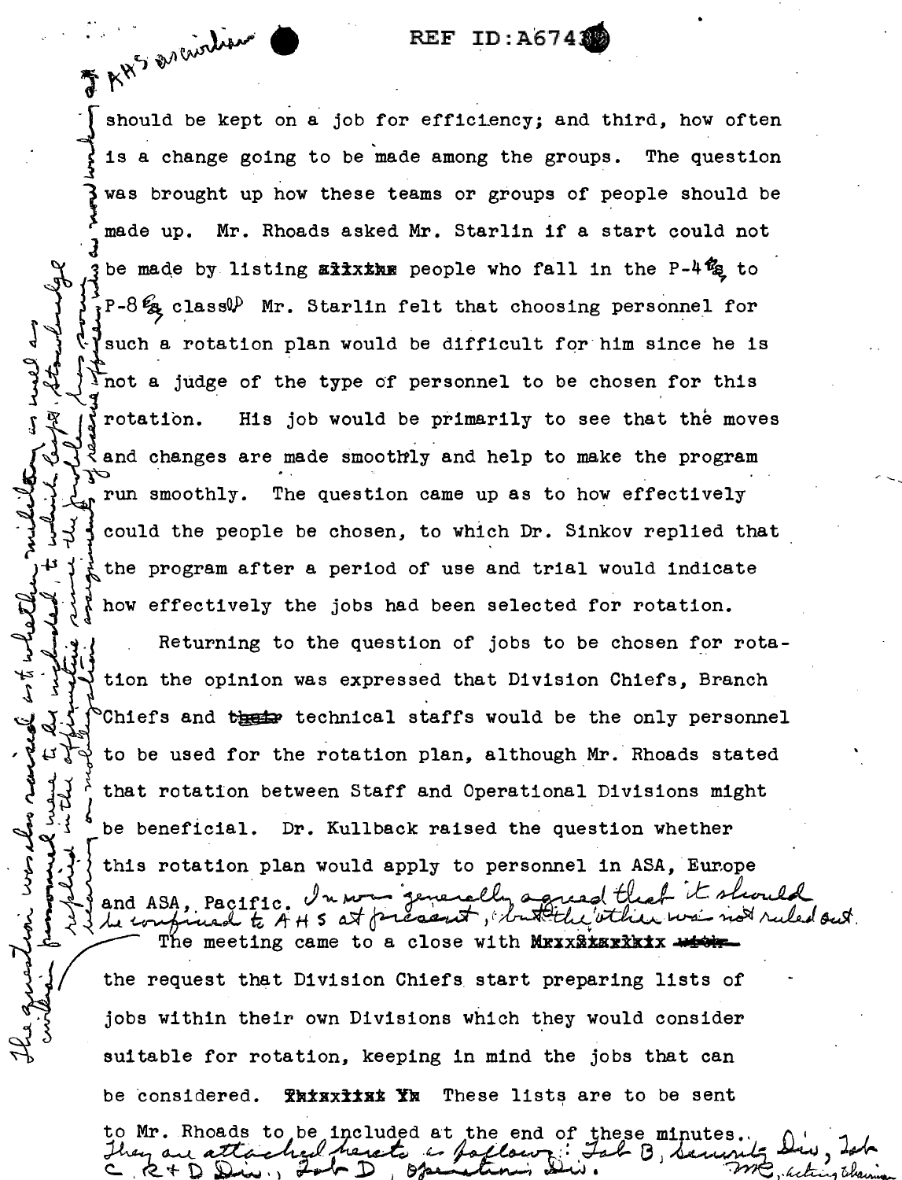should be kept on a job for efficiency; and third, how often is a change going to be made among the groups. The question was brought up how these teams or groups of people should be made up. Mr. Rhoads asked Mr. Starlin if a start could not be made by listing ~~all the~~ people who fall in the P-4 to P-8 class. Mr. Starlin felt that choosing personnel for such a rotation plan would be difficult for him since he is not a judge of the type of personnel to be chosen for this rotation. His job would be primarily to see that the moves and changes are made smoothly and help to make the program run smoothly. The question came up as to how effectively could the people be chosen, to which Dr. Sinkov replied that the program after a period of use and trial would indicate how effectively the jobs had been selected for rotation.

Returning to the question of jobs to be chosen for rotation the opinion was expressed that Division Chiefs, Branch Chiefs and ~~their~~ technical staffs would be the only personnel to be used for the rotation plan, although Mr. Rhoads stated that rotation between Staff and Operational Divisions might be beneficial. Dr. Kullback raised the question whether this rotation plan would apply to personnel in ASA, Europe and ASA, Pacific. *It was generally agreed that it should be confined to AHS at present, but the other was not ruled out.*

The meeting came to a close with ~~Mr. Starlin's~~ the request that Division Chiefs start preparing lists of jobs within their own Divisions which they would consider suitable for rotation, keeping in mind the jobs that can be considered. ~~This list~~ These lists are to be sent to Mr. Rhoads to be included at the end of these minutes. *They are attached hereto as follows: Tab B, Security Div., Tab C, R+D Div., Tab D, Operations Div.*

*MC, Acting Chairman*

*[Left margin handwritten note:] AHS civilian. The question was raised as to whether military as well as civilian personnel were to be included, to which Capt. Stowbridge replied in the affirmative since the problem has now been now working on making assignments of reserve officers who are now working...*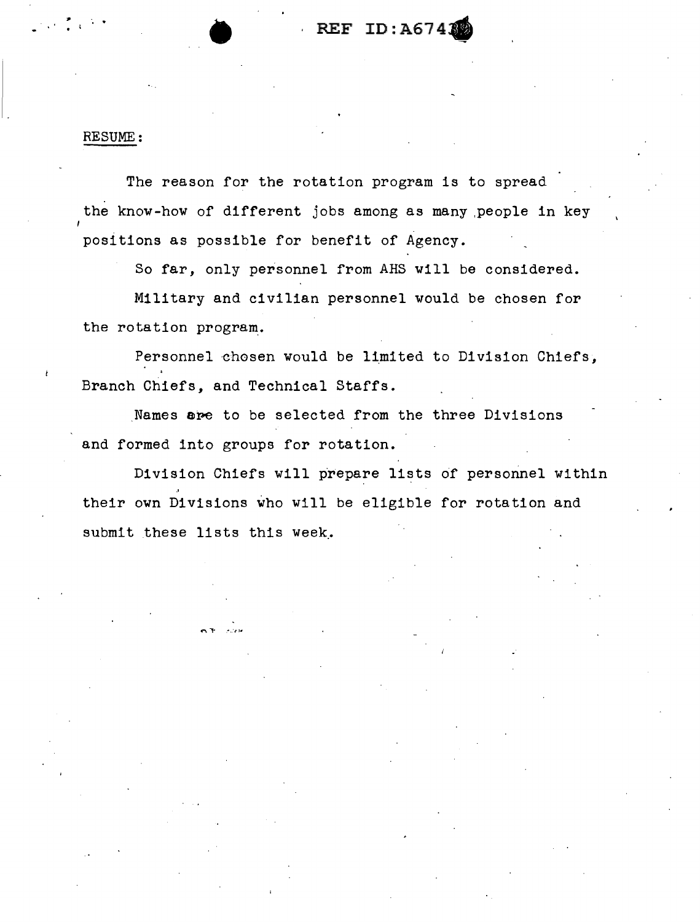RESUME:

The reason for the rotation program is to spread the know-how of different jobs among as many people in key positions as possible for benefit of Agency.

So far, only personnel from AHS will be considered.

Military and civilian personnel would be chosen for the rotation program.

Personnel chosen would be limited to Division Chiefs, Branch Chiefs, and Technical Staffs.

Names are to be selected from the three Divisions and formed into groups for rotation.

Division Chiefs will prepare lists of personnel within their own Divisions who will be eligible for rotation and submit these lists this week.